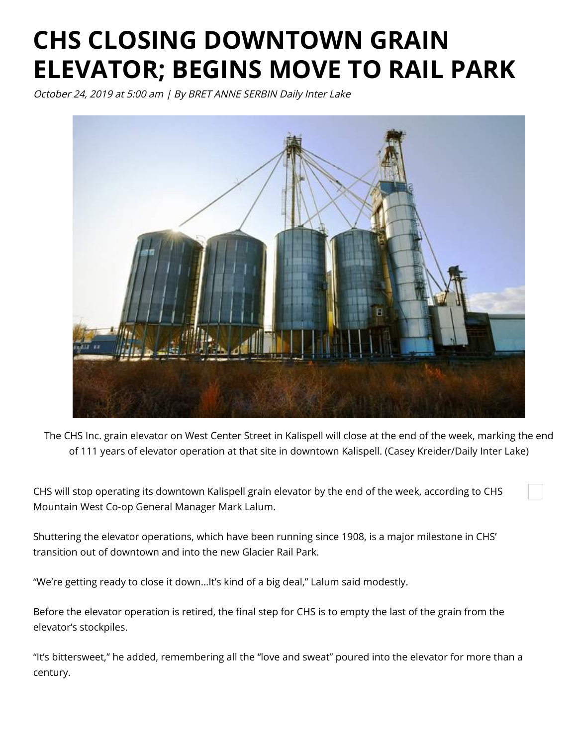# CHS CLOSING DOWNTOWN GRAIN ELEVATOR; BEGINS MOVE TO RAIL PARK

*October 24, 2019 at 5:00 am | By BRET ANNE SERBIN Daily Inter Lake*

The CHS Inc. grain elevator on West Center Street in Kalispell will close at the end of the week, marking the end of 111 years of elevator operation at that site in downtown Kalispell. (Casey Kreider/Daily Inter Lake)

CHS will stop operating its downtown Kalispell grain elevator by the end of the week, according to CHS Mountain West Co-op General Manager Mark Lalum.

Shuttering the elevator operations, which have been running since 1908, is a major milestone in CHS' transition out of downtown and into the new Glacier Rail Park.

"We're getting ready to close it down…It's kind of a big deal," Lalum said modestly.

Before the elevator operation is retired, the final step for CHS is to empty the last of the grain from the elevator's stockpiles.

"It's bittersweet," he added, remembering all the "love and sweat" poured into the elevator for more than a century.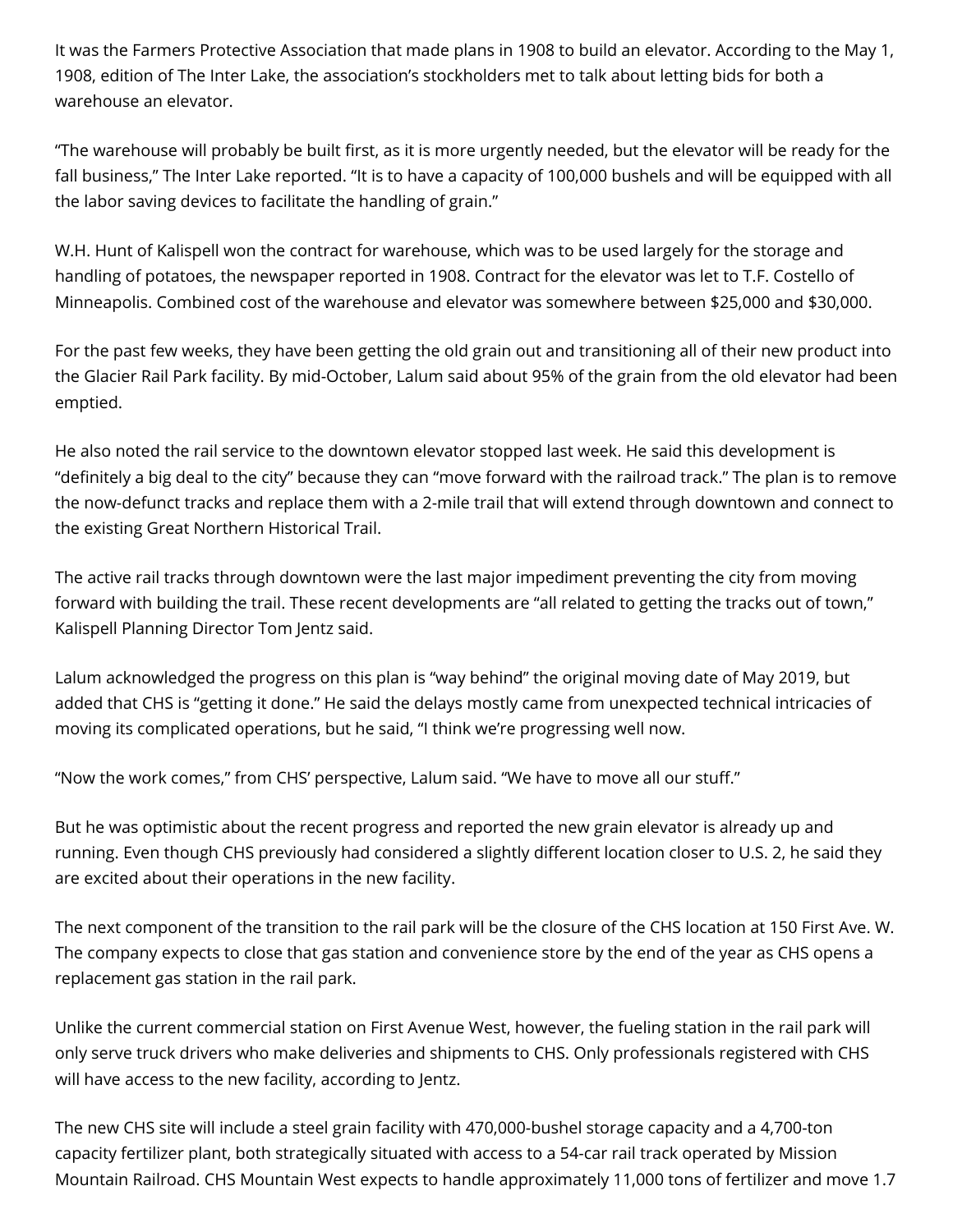It was the Farmers Protective Association that made plans in 1908 to build an elevator. According to the May 1, 1908, edition of The Inter Lake, the association's stockholders met to talk about letting bids for both a warehouse an elevator.

"The warehouse will probably be built first, as it is more urgently needed, but the elevator will be ready for the fall business," The Inter Lake reported. "It is to have a capacity of 100,000 bushels and will be equipped with all the labor saving devices to facilitate the handling of grain."

W.H. Hunt of Kalispell won the contract for warehouse, which was to be used largely for the storage and handling of potatoes, the newspaper reported in 1908. Contract for the elevator was let to T.F. Costello of Minneapolis. Combined cost of the warehouse and elevator was somewhere between $25,000 and $30,000.

For the past few weeks, they have been getting the old grain out and transitioning all of their new product into the Glacier Rail Park facility. By mid-October, Lalum said about 95% of the grain from the old elevator had been emptied.

He also noted the rail service to the downtown elevator stopped last week. He said this development is "definitely a big deal to the city" because they can "move forward with the railroad track." The plan is to remove the now-defunct tracks and replace them with a 2-mile trail that will extend through downtown and connect to the existing Great Northern Historical Trail.

The active rail tracks through downtown were the last major impediment preventing the city from moving forward with building the trail. These recent developments are "all related to getting the tracks out of town," Kalispell Planning Director Tom Jentz said.

Lalum acknowledged the progress on this plan is "way behind" the original moving date of May 2019, but added that CHS is "getting it done." He said the delays mostly came from unexpected technical intricacies of moving its complicated operations, but he said, "I think we're progressing well now.

"Now the work comes," from CHS' perspective, Lalum said. "We have to move all our stuff."

But he was optimistic about the recent progress and reported the new grain elevator is already up and running. Even though CHS previously had considered a slightly different location closer to U.S. 2, he said they are excited about their operations in the new facility.

The next component of the transition to the rail park will be the closure of the CHS location at 150 First Ave. W. The company expects to close that gas station and convenience store by the end of the year as CHS opens a replacement gas station in the rail park.

Unlike the current commercial station on First Avenue West, however, the fueling station in the rail park will only serve truck drivers who make deliveries and shipments to CHS. Only professionals registered with CHS will have access to the new facility, according to Jentz.

The new CHS site will include a steel grain facility with 470,000-bushel storage capacity and a 4,700-ton capacity fertilizer plant, both strategically situated with access to a 54-car rail track operated by Mission Mountain Railroad. CHS Mountain West expects to handle approximately 11,000 tons of fertilizer and move 1.7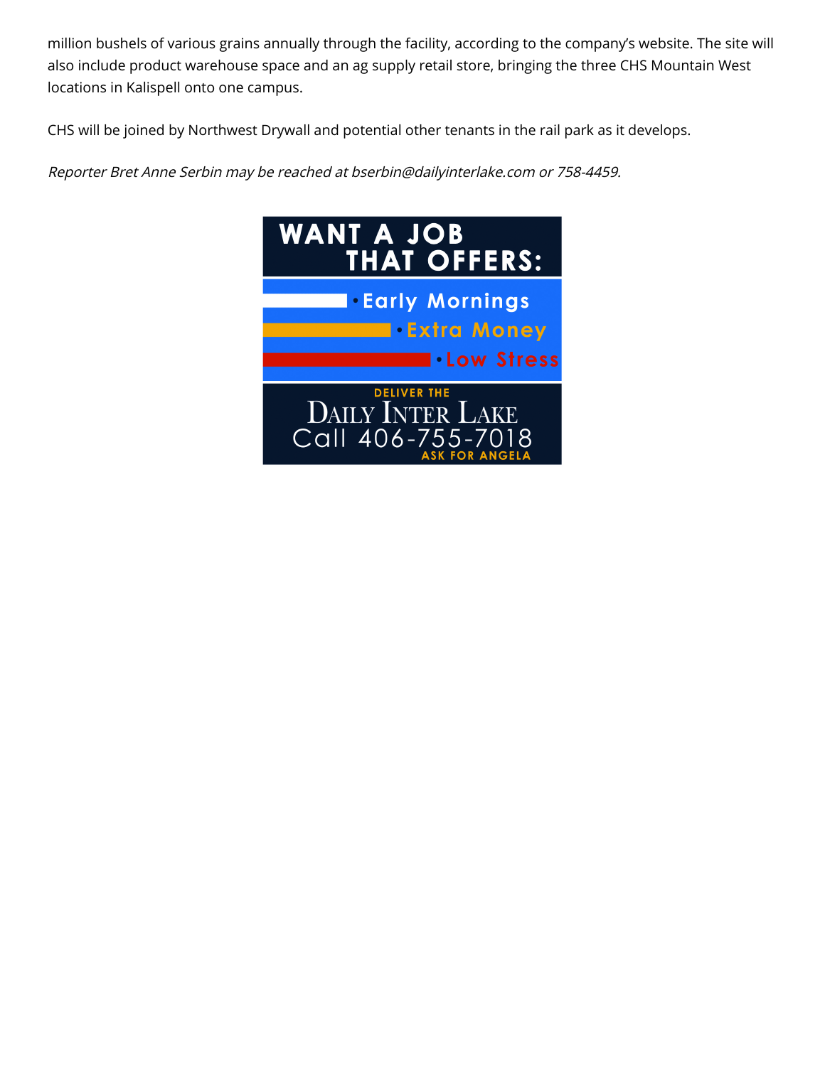million bushels of various grains annually through the facility, according to the company's website. The site will also include product warehouse space and an ag supply retail store, bringing the three CHS Mountain West locations in Kalispell onto one campus.

CHS will be joined by Northwest Drywall and potential other tenants in the rail park as it develops.

*Reporter Bret Anne Serbin may be reached at bserbin@dailyinterlake.com or 758-4459.*

WANT A JOB THAT OFFERS:

- Early Mornings
- Extra Money
- Low Stress

DELIVER THE DAILY INTER LAKE

Call 406-755-7018

ASK FOR ANGELA